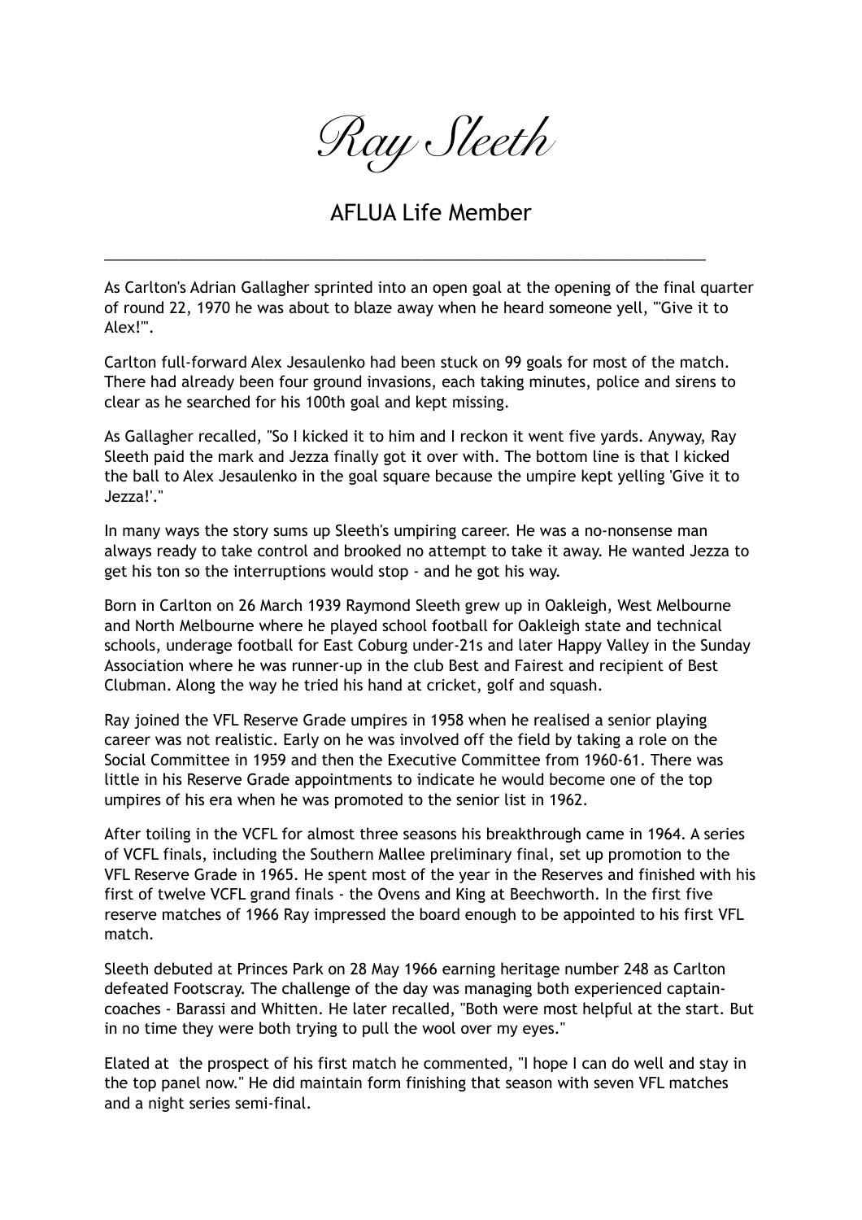# Ray Sleeth

## AFLUA Life Member

---

As Carlton's Adrian Gallagher sprinted into an open goal at the opening of the final quarter of round 22, 1970 he was about to blaze away when he heard someone yell, "'Give it to Alex!'".

Carlton full-forward Alex Jesaulenko had been stuck on 99 goals for most of the match. There had already been four ground invasions, each taking minutes, police and sirens to clear as he searched for his 100th goal and kept missing.

As Gallagher recalled, "So I kicked it to him and I reckon it went five yards. Anyway, Ray Sleeth paid the mark and Jezza finally got it over with. The bottom line is that I kicked the ball to Alex Jesaulenko in the goal square because the umpire kept yelling 'Give it to Jezza!'."

In many ways the story sums up Sleeth's umpiring career. He was a no-nonsense man always ready to take control and brooked no attempt to take it away. He wanted Jezza to get his ton so the interruptions would stop - and he got his way.

Born in Carlton on 26 March 1939 Raymond Sleeth grew up in Oakleigh, West Melbourne and North Melbourne where he played school football for Oakleigh state and technical schools, underage football for East Coburg under-21s and later Happy Valley in the Sunday Association where he was runner-up in the club Best and Fairest and recipient of Best Clubman. Along the way he tried his hand at cricket, golf and squash.

Ray joined the VFL Reserve Grade umpires in 1958 when he realised a senior playing career was not realistic. Early on he was involved off the field by taking a role on the Social Committee in 1959 and then the Executive Committee from 1960-61. There was little in his Reserve Grade appointments to indicate he would become one of the top umpires of his era when he was promoted to the senior list in 1962.

After toiling in the VCFL for almost three seasons his breakthrough came in 1964. A series of VCFL finals, including the Southern Mallee preliminary final, set up promotion to the VFL Reserve Grade in 1965. He spent most of the year in the Reserves and finished with his first of twelve VCFL grand finals - the Ovens and King at Beechworth. In the first five reserve matches of 1966 Ray impressed the board enough to be appointed to his first VFL match.

Sleeth debuted at Princes Park on 28 May 1966 earning heritage number 248 as Carlton defeated Footscray. The challenge of the day was managing both experienced captain-coaches - Barassi and Whitten. He later recalled, "Both were most helpful at the start. But in no time they were both trying to pull the wool over my eyes."

Elated at the prospect of his first match he commented, "I hope I can do well and stay in the top panel now." He did maintain form finishing that season with seven VFL matches and a night series semi-final.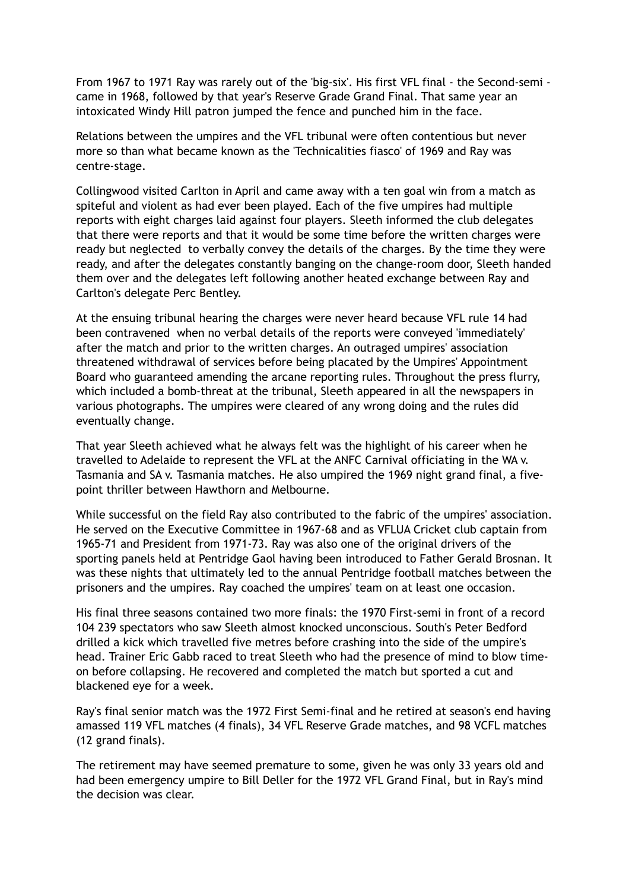From 1967 to 1971 Ray was rarely out of the 'big-six'. His first VFL final - the Second-semi - came in 1968, followed by that year's Reserve Grade Grand Final. That same year an intoxicated Windy Hill patron jumped the fence and punched him in the face.

Relations between the umpires and the VFL tribunal were often contentious but never more so than what became known as the 'Technicalities fiasco' of 1969 and Ray was centre-stage.

Collingwood visited Carlton in April and came away with a ten goal win from a match as spiteful and violent as had ever been played. Each of the five umpires had multiple reports with eight charges laid against four players. Sleeth informed the club delegates that there were reports and that it would be some time before the written charges were ready but neglected to verbally convey the details of the charges. By the time they were ready, and after the delegates constantly banging on the change-room door, Sleeth handed them over and the delegates left following another heated exchange between Ray and Carlton's delegate Perc Bentley.

At the ensuing tribunal hearing the charges were never heard because VFL rule 14 had been contravened when no verbal details of the reports were conveyed 'immediately' after the match and prior to the written charges. An outraged umpires' association threatened withdrawal of services before being placated by the Umpires' Appointment Board who guaranteed amending the arcane reporting rules. Throughout the press flurry, which included a bomb-threat at the tribunal, Sleeth appeared in all the newspapers in various photographs. The umpires were cleared of any wrong doing and the rules did eventually change.

That year Sleeth achieved what he always felt was the highlight of his career when he travelled to Adelaide to represent the VFL at the ANFC Carnival officiating in the WA v. Tasmania and SA v. Tasmania matches. He also umpired the 1969 night grand final, a five-point thriller between Hawthorn and Melbourne.

While successful on the field Ray also contributed to the fabric of the umpires' association. He served on the Executive Committee in 1967-68 and as VFLUA Cricket club captain from 1965-71 and President from 1971-73. Ray was also one of the original drivers of the sporting panels held at Pentridge Gaol having been introduced to Father Gerald Brosnan. It was these nights that ultimately led to the annual Pentridge football matches between the prisoners and the umpires. Ray coached the umpires' team on at least one occasion.

His final three seasons contained two more finals: the 1970 First-semi in front of a record 104 239 spectators who saw Sleeth almost knocked unconscious. South's Peter Bedford drilled a kick which travelled five metres before crashing into the side of the umpire's head. Trainer Eric Gabb raced to treat Sleeth who had the presence of mind to blow time-on before collapsing. He recovered and completed the match but sported a cut and blackened eye for a week.

Ray's final senior match was the 1972 First Semi-final and he retired at season's end having amassed 119 VFL matches (4 finals), 34 VFL Reserve Grade matches, and 98 VCFL matches (12 grand finals).

The retirement may have seemed premature to some, given he was only 33 years old and had been emergency umpire to Bill Deller for the 1972 VFL Grand Final, but in Ray's mind the decision was clear.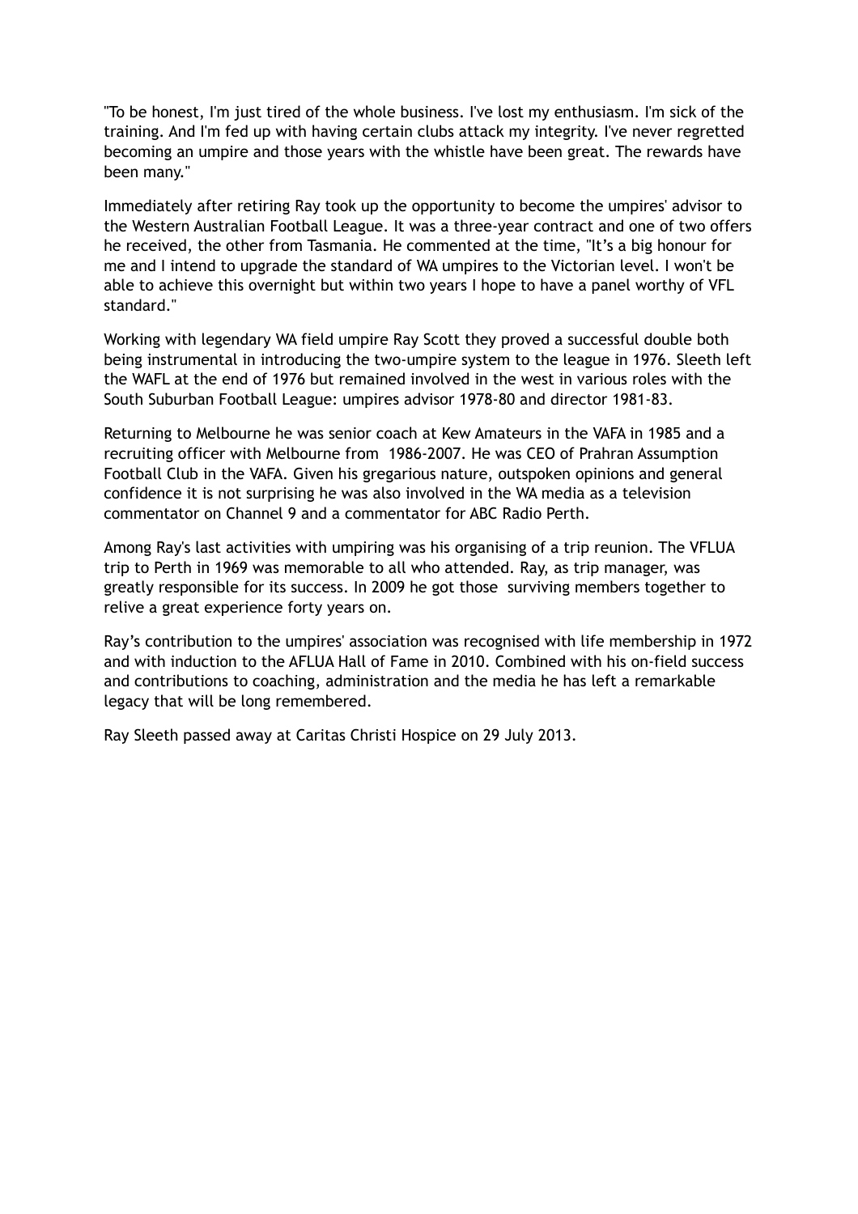"To be honest, I'm just tired of the whole business. I've lost my enthusiasm. I'm sick of the training. And I'm fed up with having certain clubs attack my integrity. I've never regretted becoming an umpire and those years with the whistle have been great. The rewards have been many."

Immediately after retiring Ray took up the opportunity to become the umpires' advisor to the Western Australian Football League. It was a three-year contract and one of two offers he received, the other from Tasmania. He commented at the time, "It's a big honour for me and I intend to upgrade the standard of WA umpires to the Victorian level. I won't be able to achieve this overnight but within two years I hope to have a panel worthy of VFL standard."

Working with legendary WA field umpire Ray Scott they proved a successful double both being instrumental in introducing the two-umpire system to the league in 1976. Sleeth left the WAFL at the end of 1976 but remained involved in the west in various roles with the South Suburban Football League: umpires advisor 1978-80 and director 1981-83.

Returning to Melbourne he was senior coach at Kew Amateurs in the VAFA in 1985 and a recruiting officer with Melbourne from 1986-2007. He was CEO of Prahran Assumption Football Club in the VAFA. Given his gregarious nature, outspoken opinions and general confidence it is not surprising he was also involved in the WA media as a television commentator on Channel 9 and a commentator for ABC Radio Perth.

Among Ray's last activities with umpiring was his organising of a trip reunion. The VFLUA trip to Perth in 1969 was memorable to all who attended. Ray, as trip manager, was greatly responsible for its success. In 2009 he got those surviving members together to relive a great experience forty years on.

Ray's contribution to the umpires' association was recognised with life membership in 1972 and with induction to the AFLUA Hall of Fame in 2010. Combined with his on-field success and contributions to coaching, administration and the media he has left a remarkable legacy that will be long remembered.

Ray Sleeth passed away at Caritas Christi Hospice on 29 July 2013.